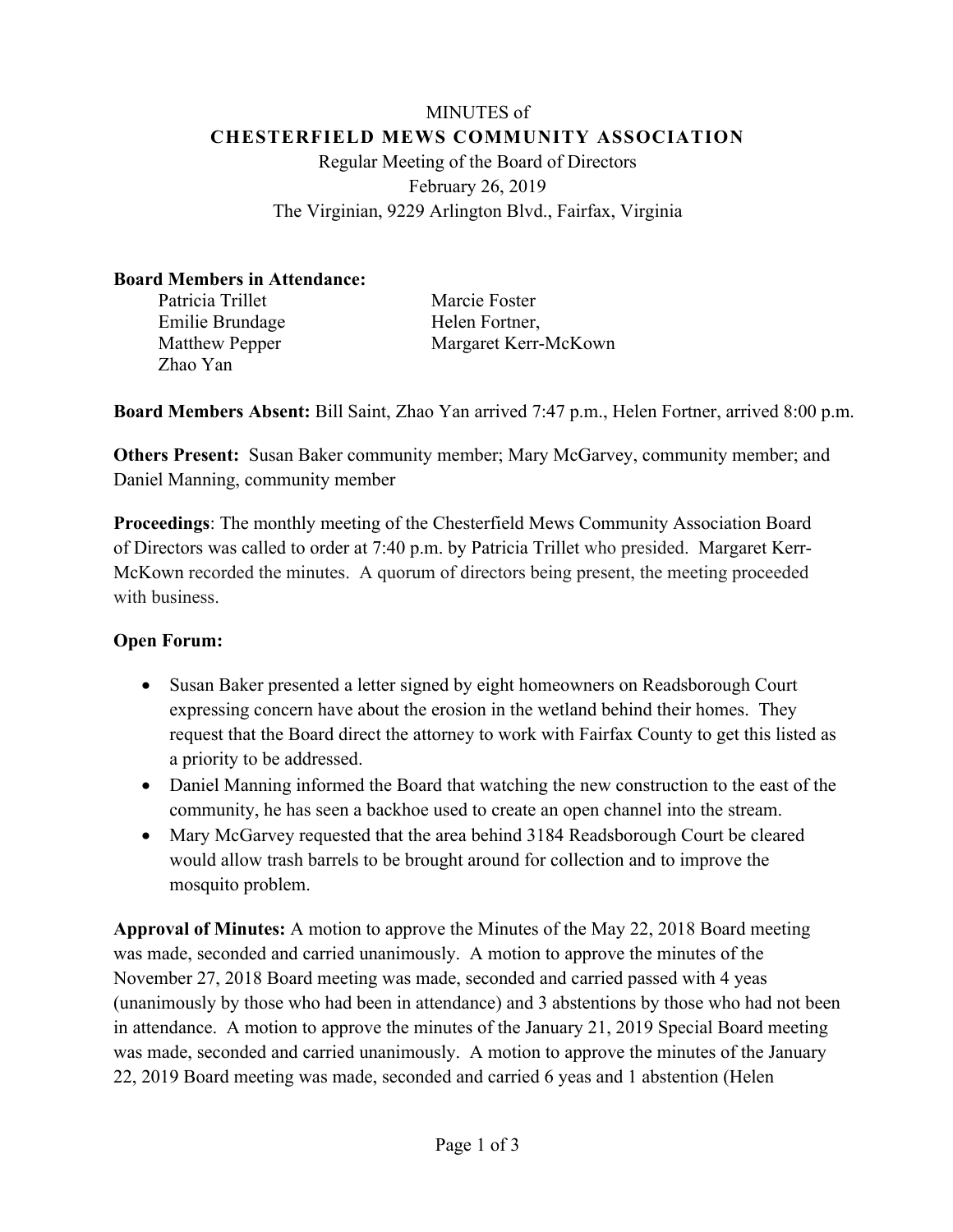MINUTES of

**CHESTERFIELD MEWS COMMUNITY ASSOCIATION**

Regular Meeting of the Board of Directors

February 26, 2019

The Virginian, 9229 Arlington Blvd., Fairfax, Virginia

**Board Members in Attendance:**

Patricia Trillet
Emilie Brundage
Matthew Pepper
Zhao Yan
Marcie Foster
Helen Fortner,
Margaret Kerr-McKown

**Board Members Absent:** Bill Saint, Zhao Yan arrived 7:47 p.m., Helen Fortner, arrived 8:00 p.m.

**Others Present:** Susan Baker community member; Mary McGarvey, community member; and Daniel Manning, community member

**Proceedings**: The monthly meeting of the Chesterfield Mews Community Association Board of Directors was called to order at 7:40 p.m. by Patricia Trillet who presided. Margaret Kerr-McKown recorded the minutes. A quorum of directors being present, the meeting proceeded with business.

**Open Forum:**

- Susan Baker presented a letter signed by eight homeowners on Readsborough Court expressing concern have about the erosion in the wetland behind their homes. They request that the Board direct the attorney to work with Fairfax County to get this listed as a priority to be addressed.
- Daniel Manning informed the Board that watching the new construction to the east of the community, he has seen a backhoe used to create an open channel into the stream.
- Mary McGarvey requested that the area behind 3184 Readsborough Court be cleared would allow trash barrels to be brought around for collection and to improve the mosquito problem.

**Approval of Minutes:** A motion to approve the Minutes of the May 22, 2018 Board meeting was made, seconded and carried unanimously. A motion to approve the minutes of the November 27, 2018 Board meeting was made, seconded and carried passed with 4 yeas (unanimously by those who had been in attendance) and 3 abstentions by those who had not been in attendance. A motion to approve the minutes of the January 21, 2019 Special Board meeting was made, seconded and carried unanimously. A motion to approve the minutes of the January 22, 2019 Board meeting was made, seconded and carried 6 yeas and 1 abstention (Helen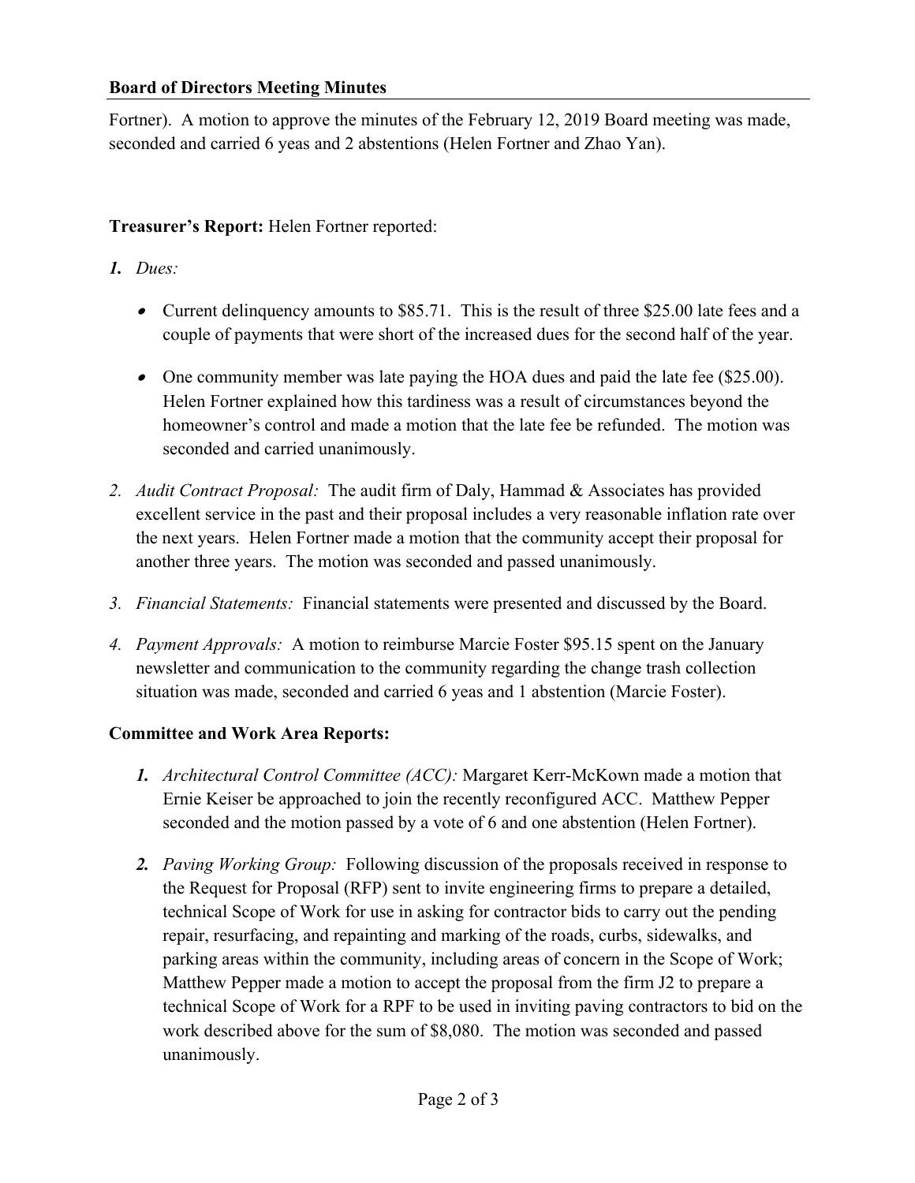Fortner). A motion to approve the minutes of the February 12, 2019 Board meeting was made, seconded and carried 6 yeas and 2 abstentions (Helen Fortner and Zhao Yan).

**Treasurer's Report:** Helen Fortner reported:

***1.*** *Dues:*

- Current delinquency amounts to $85.71. This is the result of three $25.00 late fees and a couple of payments that were short of the increased dues for the second half of the year.

- One community member was late paying the HOA dues and paid the late fee ($25.00). Helen Fortner explained how this tardiness was a result of circumstances beyond the homeowner's control and made a motion that the late fee be refunded. The motion was seconded and carried unanimously.

2. *Audit Contract Proposal:* The audit firm of Daly, Hammad & Associates has provided excellent service in the past and their proposal includes a very reasonable inflation rate over the next years. Helen Fortner made a motion that the community accept their proposal for another three years. The motion was seconded and passed unanimously.

3. *Financial Statements:* Financial statements were presented and discussed by the Board.

4. *Payment Approvals:* A motion to reimburse Marcie Foster $95.15 spent on the January newsletter and communication to the community regarding the change trash collection situation was made, seconded and carried 6 yeas and 1 abstention (Marcie Foster).

**Committee and Work Area Reports:**

***1.*** *Architectural Control Committee (ACC):* Margaret Kerr-McKown made a motion that Ernie Keiser be approached to join the recently reconfigured ACC. Matthew Pepper seconded and the motion passed by a vote of 6 and one abstention (Helen Fortner).

***2.*** *Paving Working Group:* Following discussion of the proposals received in response to the Request for Proposal (RFP) sent to invite engineering firms to prepare a detailed, technical Scope of Work for use in asking for contractor bids to carry out the pending repair, resurfacing, and repainting and marking of the roads, curbs, sidewalks, and parking areas within the community, including areas of concern in the Scope of Work; Matthew Pepper made a motion to accept the proposal from the firm J2 to prepare a technical Scope of Work for a RPF to be used in inviting paving contractors to bid on the work described above for the sum of $8,080. The motion was seconded and passed unanimously.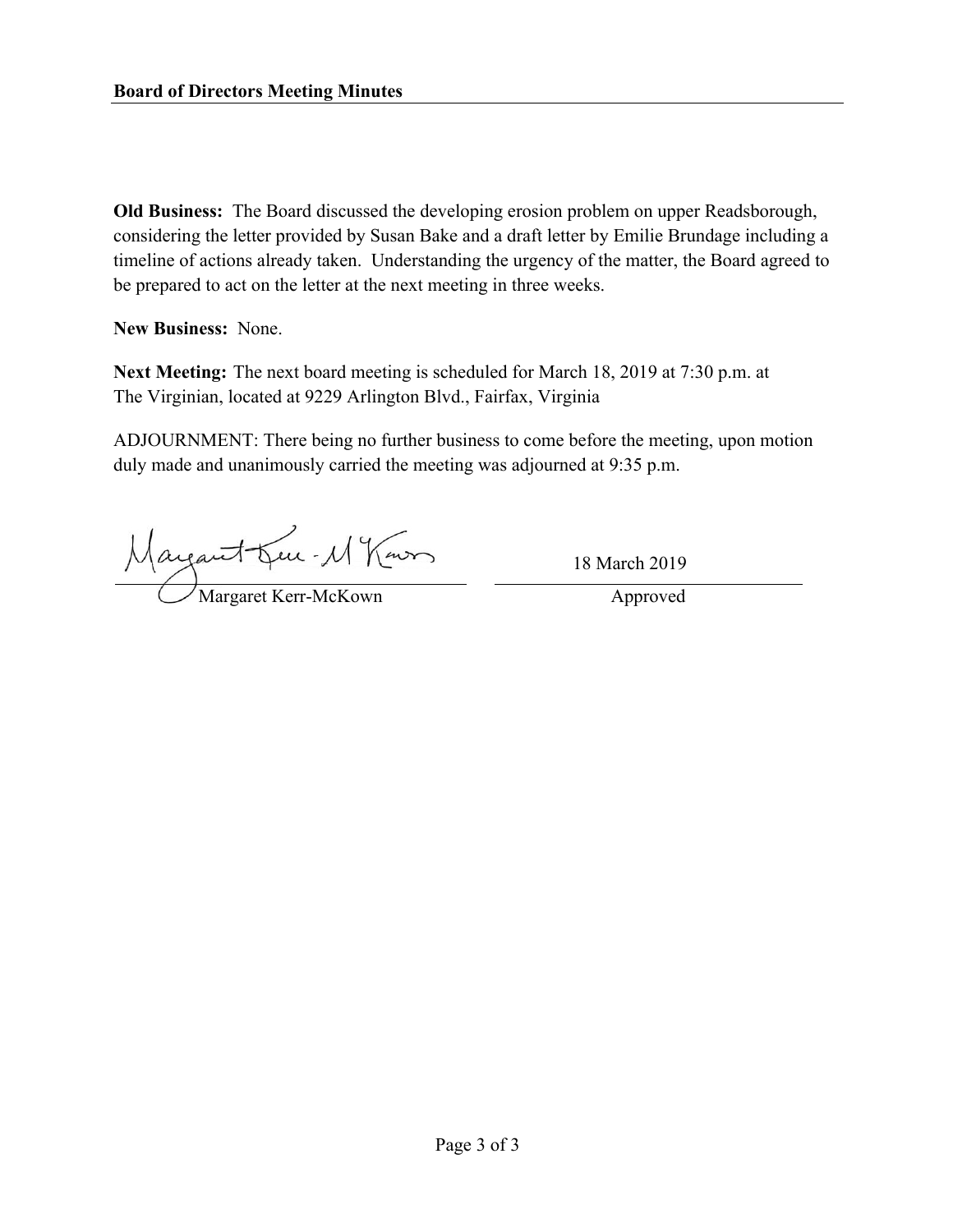**Board of Directors Meeting Minutes**

**Old Business:** The Board discussed the developing erosion problem on upper Readsborough, considering the letter provided by Susan Bake and a draft letter by Emilie Brundage including a timeline of actions already taken. Understanding the urgency of the matter, the Board agreed to be prepared to act on the letter at the next meeting in three weeks.

**New Business:** None.

**Next Meeting:** The next board meeting is scheduled for March 18, 2019 at 7:30 p.m. at The Virginian, located at 9229 Arlington Blvd., Fairfax, Virginia

ADJOURNMENT: There being no further business to come before the meeting, upon motion duly made and unanimously carried the meeting was adjourned at 9:35 p.m.

Margaret Kerr-McKown

18 March 2019

Approved